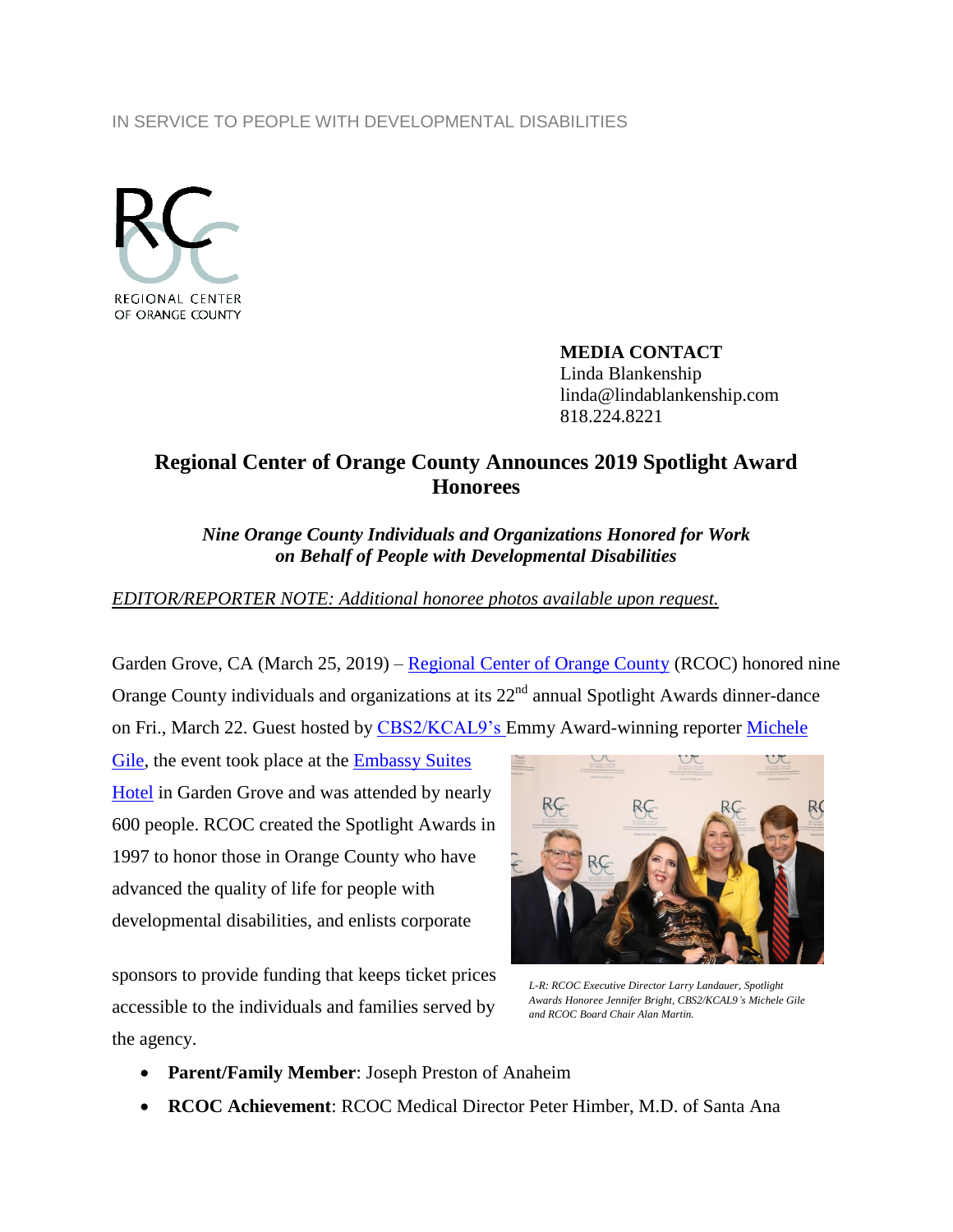IN SERVICE TO PEOPLE WITH DEVELOPMENTAL DISABILITIES

REGIONAL CENTER OF ORANGE COUNTY

**MEDIA CONTACT**
Linda Blankenship
linda@lindablankenship.com
818.224.8221

# Regional Center of Orange County Announces 2019 Spotlight Award Honorees

***Nine Orange County Individuals and Organizations Honored for Work on Behalf of People with Developmental Disabilities***

*EDITOR/REPORTER NOTE: Additional honoree photos available upon request.*

Garden Grove, CA (March 25, 2019) – Regional Center of Orange County (RCOC) honored nine Orange County individuals and organizations at its 22nd annual Spotlight Awards dinner-dance on Fri., March 22. Guest hosted by CBS2/KCAL9's Emmy Award-winning reporter Michele Gile, the event took place at the Embassy Suites Hotel in Garden Grove and was attended by nearly 600 people. RCOC created the Spotlight Awards in 1997 to honor those in Orange County who have advanced the quality of life for people with developmental disabilities, and enlists corporate sponsors to provide funding that keeps ticket prices accessible to the individuals and families served by the agency.

*L-R: RCOC Executive Director Larry Landauer, Spotlight Awards Honoree Jennifer Bright, CBS2/KCAL9's Michele Gile and RCOC Board Chair Alan Martin.*

- **Parent/Family Member**: Joseph Preston of Anaheim
- **RCOC Achievement**: RCOC Medical Director Peter Himber, M.D. of Santa Ana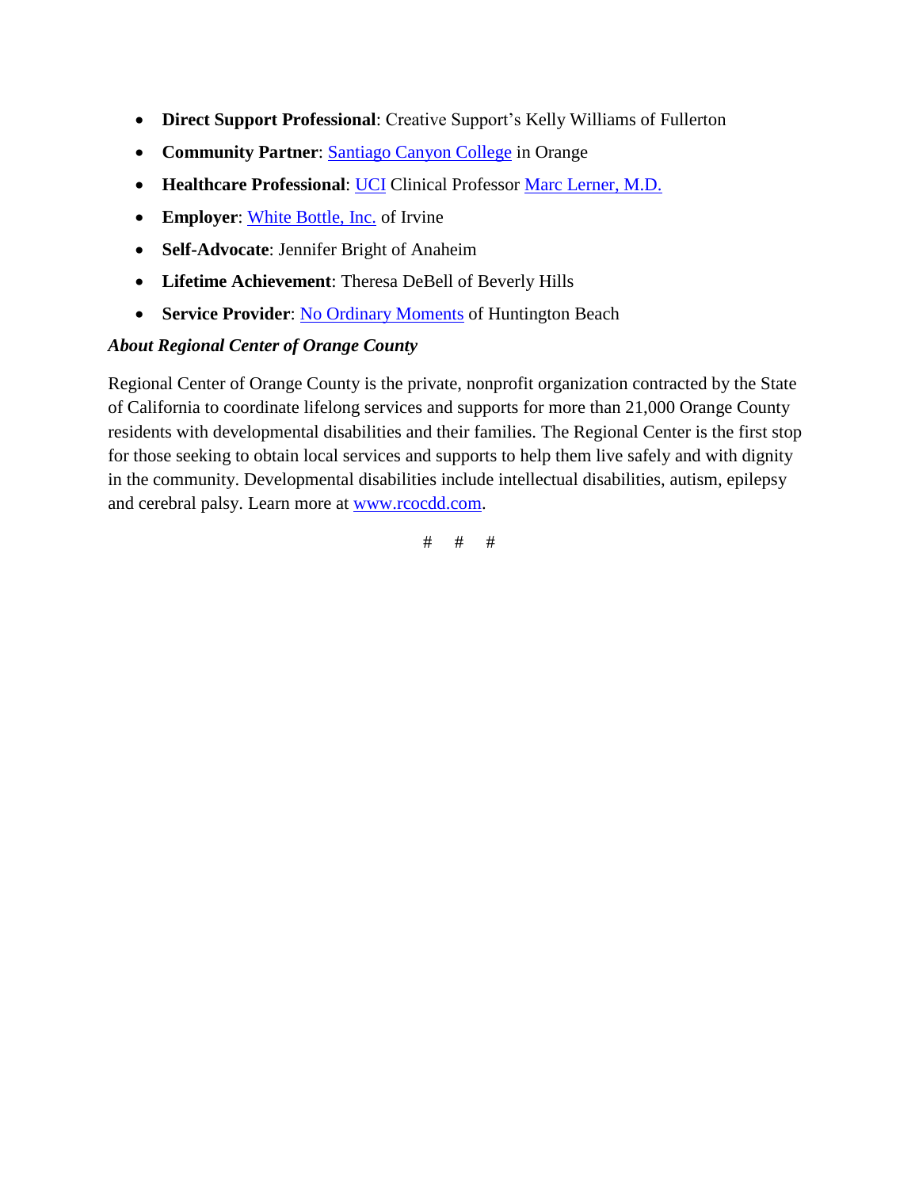- **Direct Support Professional**: Creative Support's Kelly Williams of Fullerton
- **Community Partner**: Santiago Canyon College in Orange
- **Healthcare Professional**: UCI Clinical Professor Marc Lerner, M.D.
- **Employer**: White Bottle, Inc. of Irvine
- **Self-Advocate**: Jennifer Bright of Anaheim
- **Lifetime Achievement**: Theresa DeBell of Beverly Hills
- **Service Provider**: No Ordinary Moments of Huntington Beach

***About Regional Center of Orange County***

Regional Center of Orange County is the private, nonprofit organization contracted by the State of California to coordinate lifelong services and supports for more than 21,000 Orange County residents with developmental disabilities and their families. The Regional Center is the first stop for those seeking to obtain local services and supports to help them live safely and with dignity in the community. Developmental disabilities include intellectual disabilities, autism, epilepsy and cerebral palsy. Learn more at www.rcocdd.com.

# # #